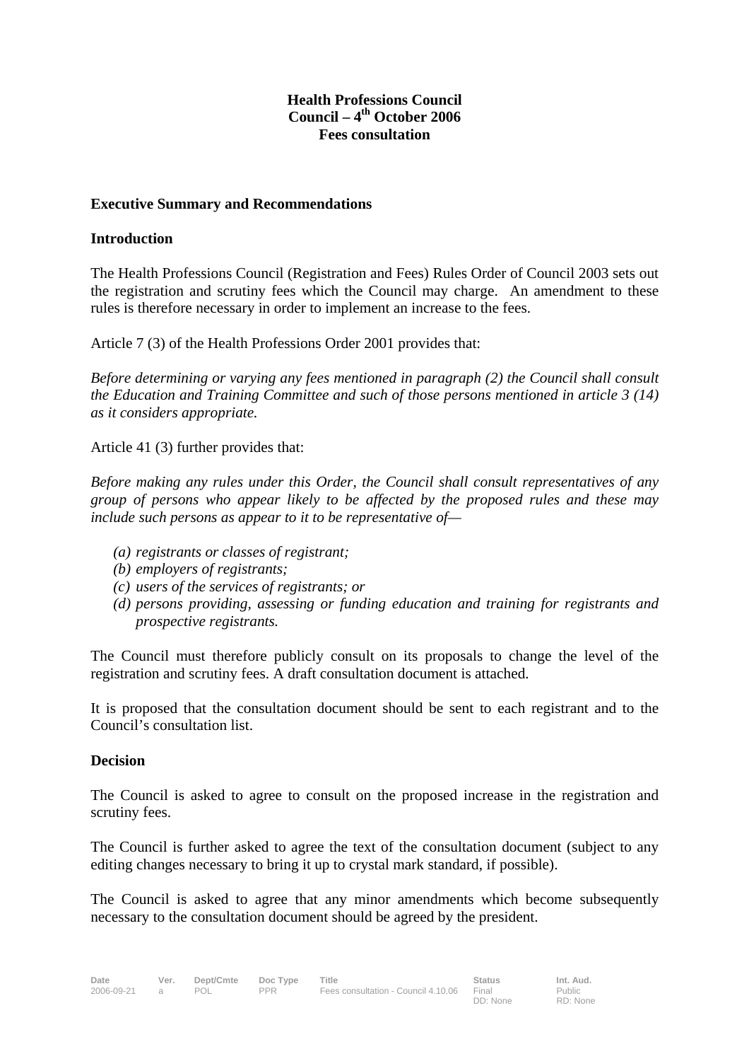**Health Professions Council**
**Council – 4th October 2006**
**Fees consultation**

## Executive Summary and Recommendations

### Introduction

The Health Professions Council (Registration and Fees) Rules Order of Council 2003 sets out the registration and scrutiny fees which the Council may charge. An amendment to these rules is therefore necessary in order to implement an increase to the fees.

Article 7 (3) of the Health Professions Order 2001 provides that:

*Before determining or varying any fees mentioned in paragraph (2) the Council shall consult the Education and Training Committee and such of those persons mentioned in article 3 (14) as it considers appropriate.*

Article 41 (3) further provides that:

*Before making any rules under this Order, the Council shall consult representatives of any group of persons who appear likely to be affected by the proposed rules and these may include such persons as appear to it to be representative of—*

- *(a) registrants or classes of registrant;*
- *(b) employers of registrants;*
- *(c) users of the services of registrants; or*
- *(d) persons providing, assessing or funding education and training for registrants and prospective registrants.*

The Council must therefore publicly consult on its proposals to change the level of the registration and scrutiny fees. A draft consultation document is attached.

It is proposed that the consultation document should be sent to each registrant and to the Council's consultation list.

### Decision

The Council is asked to agree to consult on the proposed increase in the registration and scrutiny fees.

The Council is further asked to agree the text of the consultation document (subject to any editing changes necessary to bring it up to crystal mark standard, if possible).

The Council is asked to agree that any minor amendments which become subsequently necessary to the consultation document should be agreed by the president.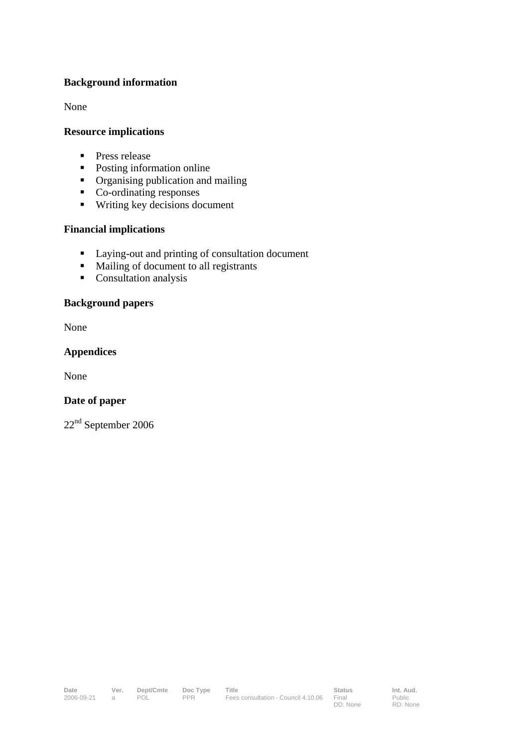**Background information**

None

**Resource implications**

- Press release
- Posting information online
- Organising publication and mailing
- Co-ordinating responses
- Writing key decisions document

**Financial implications**

- Laying-out and printing of consultation document
- Mailing of document to all registrants
- Consultation analysis

**Background papers**

None

**Appendices**

None

**Date of paper**

22nd September 2006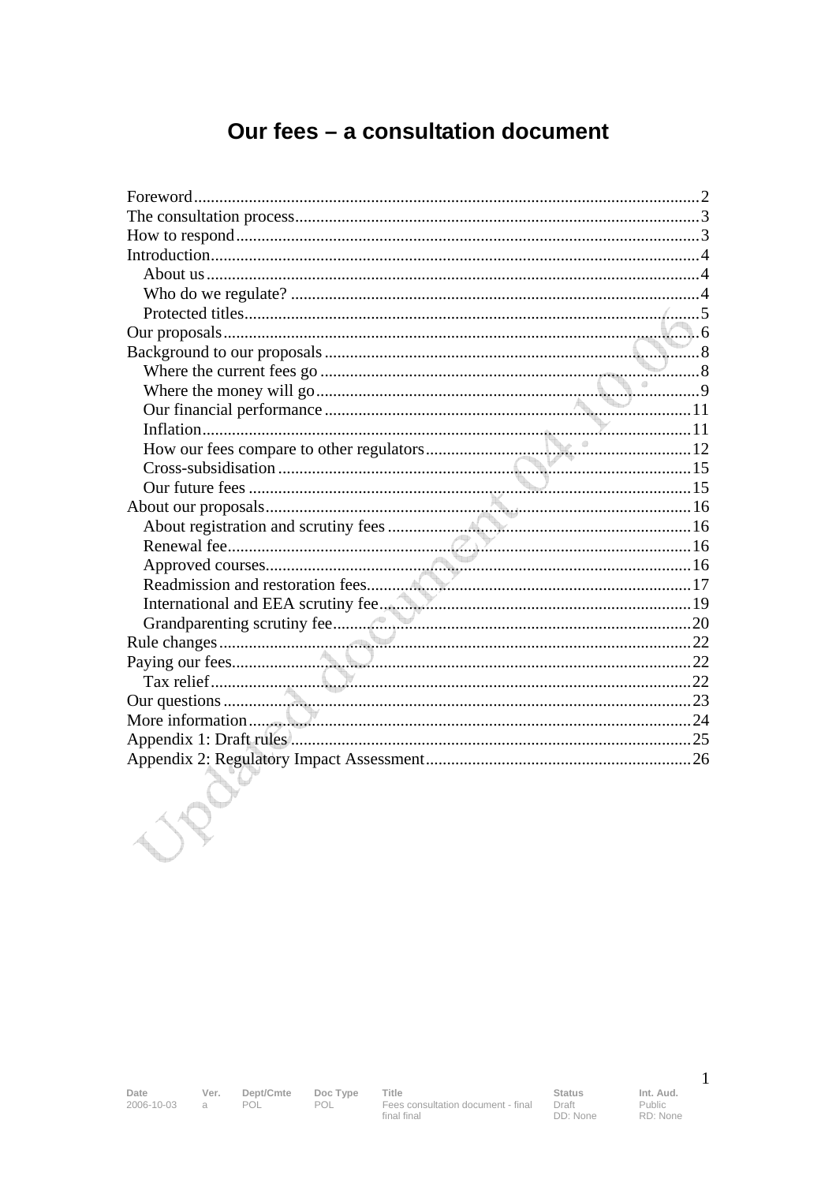# Our fees – a consultation document

- Foreword ..... 2
- The consultation process ..... 3
- How to respond ..... 3
- Introduction ..... 4
  - About us ..... 4
  - Who do we regulate? ..... 4
  - Protected titles ..... 5
- Our proposals ..... 6
- Background to our proposals ..... 8
  - Where the current fees go ..... 8
  - Where the money will go ..... 9
  - Our financial performance ..... 11
  - Inflation ..... 11
  - How our fees compare to other regulators ..... 12
  - Cross-subsidisation ..... 15
  - Our future fees ..... 15
- About our proposals ..... 16
  - About registration and scrutiny fees ..... 16
  - Renewal fee ..... 16
  - Approved courses ..... 16
  - Readmission and restoration fees ..... 17
  - International and EEA scrutiny fee ..... 19
  - Grandparenting scrutiny fee ..... 20
- Rule changes ..... 22
- Paying our fees ..... 22
  - Tax relief ..... 22
- Our questions ..... 23
- More information ..... 24
- Appendix 1: Draft rules ..... 25
- Appendix 2: Regulatory Impact Assessment ..... 26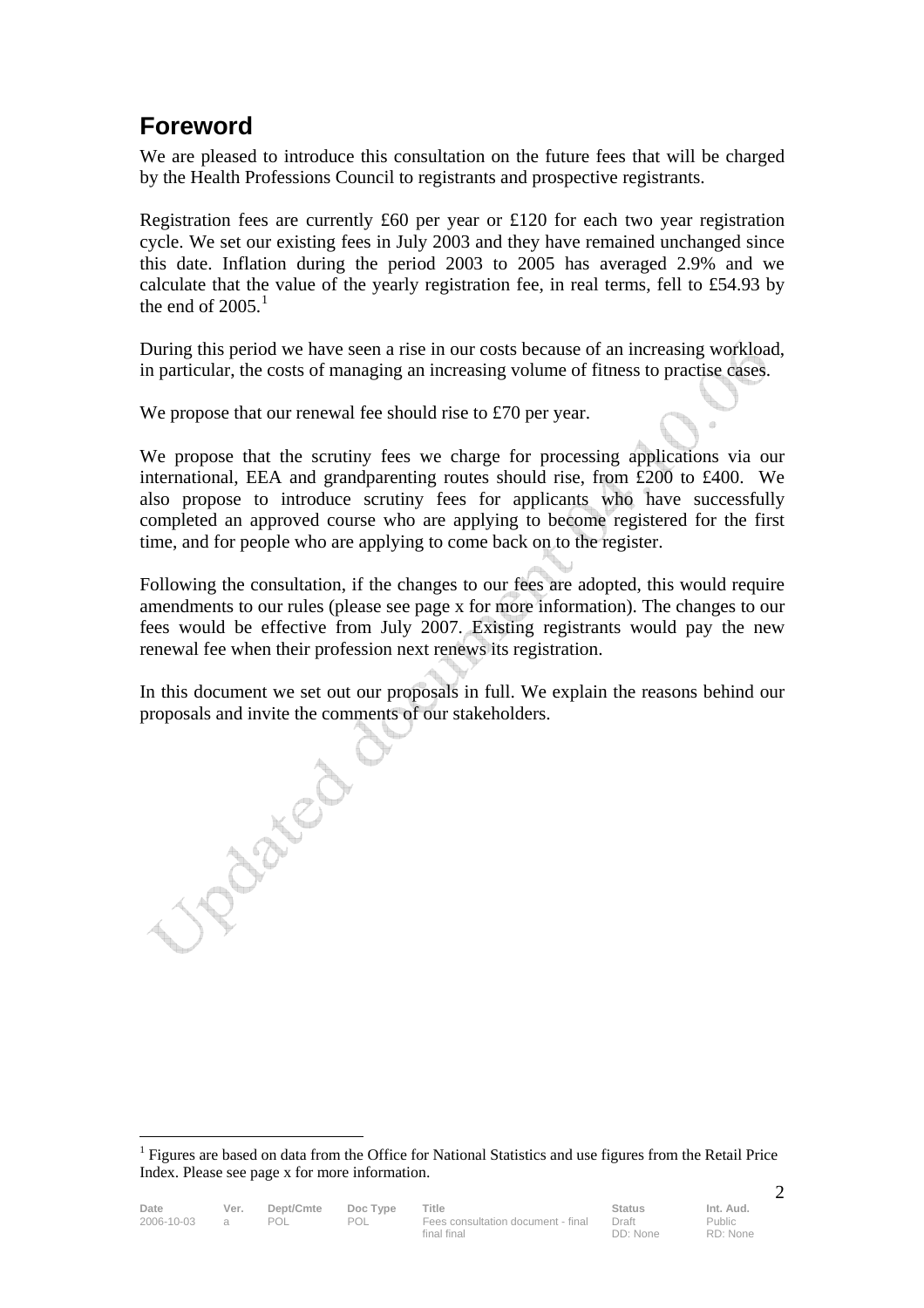## Foreword

We are pleased to introduce this consultation on the future fees that will be charged by the Health Professions Council to registrants and prospective registrants.

Registration fees are currently £60 per year or £120 for each two year registration cycle. We set our existing fees in July 2003 and they have remained unchanged since this date. Inflation during the period 2003 to 2005 has averaged 2.9% and we calculate that the value of the yearly registration fee, in real terms, fell to £54.93 by the end of 2005.[1]

During this period we have seen a rise in our costs because of an increasing workload, in particular, the costs of managing an increasing volume of fitness to practise cases.

We propose that our renewal fee should rise to £70 per year.

We propose that the scrutiny fees we charge for processing applications via our international, EEA and grandparenting routes should rise, from £200 to £400. We also propose to introduce scrutiny fees for applicants who have successfully completed an approved course who are applying to become registered for the first time, and for people who are applying to come back on to the register.

Following the consultation, if the changes to our fees are adopted, this would require amendments to our rules (please see page x for more information). The changes to our fees would be effective from July 2007. Existing registrants would pay the new renewal fee when their profession next renews its registration.

In this document we set out our proposals in full. We explain the reasons behind our proposals and invite the comments of our stakeholders.

[1] Figures are based on data from the Office for National Statistics and use figures from the Retail Price Index. Please see page x for more information.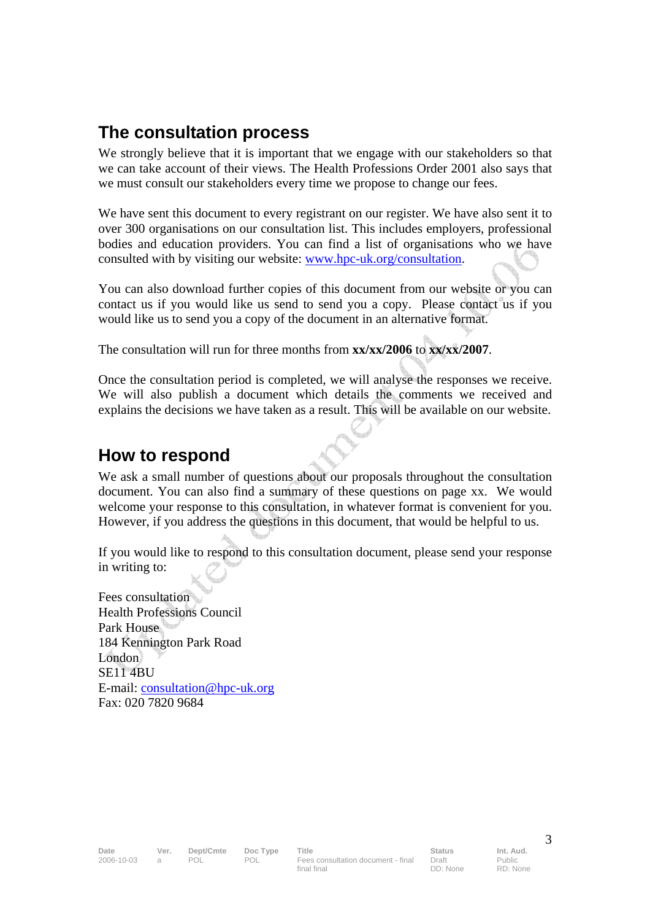## The consultation process

We strongly believe that it is important that we engage with our stakeholders so that we can take account of their views. The Health Professions Order 2001 also says that we must consult our stakeholders every time we propose to change our fees.

We have sent this document to every registrant on our register. We have also sent it to over 300 organisations on our consultation list. This includes employers, professional bodies and education providers. You can find a list of organisations who we have consulted with by visiting our website: www.hpc-uk.org/consultation.

You can also download further copies of this document from our website or you can contact us if you would like us send to send you a copy. Please contact us if you would like us to send you a copy of the document in an alternative format.

The consultation will run for three months from **xx/xx/2006** to **xx/xx/2007**.

Once the consultation period is completed, we will analyse the responses we receive. We will also publish a document which details the comments we received and explains the decisions we have taken as a result. This will be available on our website.

## How to respond

We ask a small number of questions about our proposals throughout the consultation document. You can also find a summary of these questions on page xx. We would welcome your response to this consultation, in whatever format is convenient for you. However, if you address the questions in this document, that would be helpful to us.

If you would like to respond to this consultation document, please send your response in writing to:

Fees consultation
Health Professions Council
Park House
184 Kennington Park Road
London
SE11 4BU
E-mail: consultation@hpc-uk.org
Fax: 020 7820 9684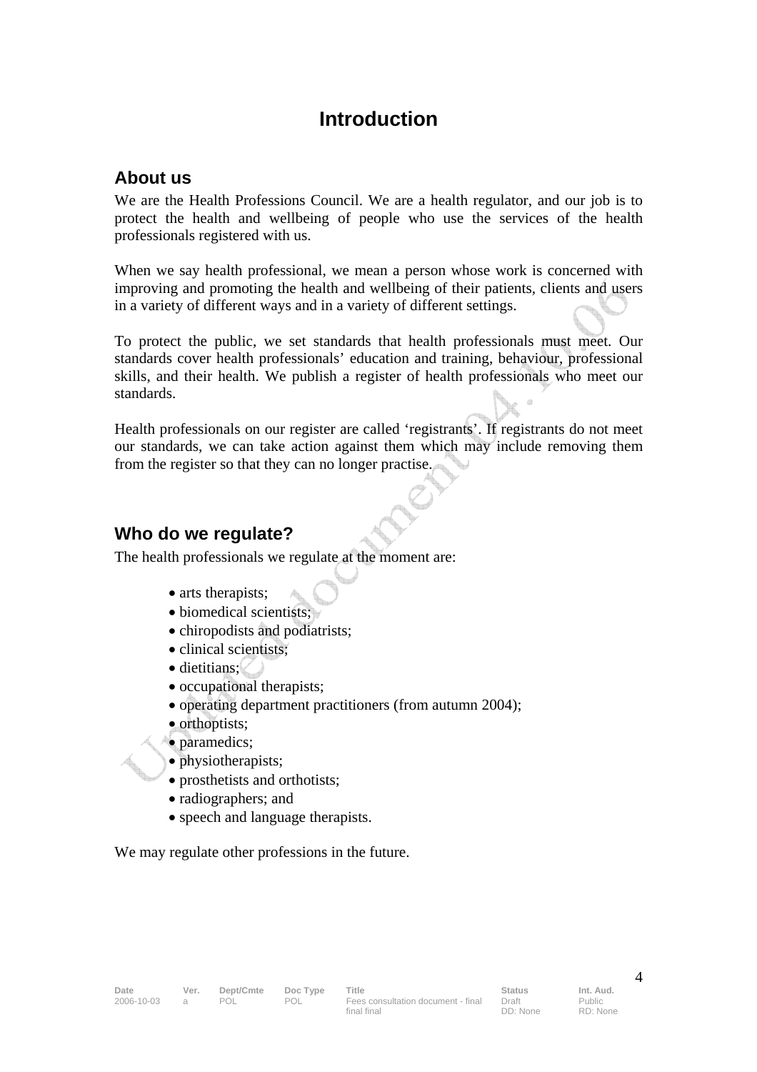# Introduction

## About us

We are the Health Professions Council. We are a health regulator, and our job is to protect the health and wellbeing of people who use the services of the health professionals registered with us.

When we say health professional, we mean a person whose work is concerned with improving and promoting the health and wellbeing of their patients, clients and users in a variety of different ways and in a variety of different settings.

To protect the public, we set standards that health professionals must meet. Our standards cover health professionals' education and training, behaviour, professional skills, and their health. We publish a register of health professionals who meet our standards.

Health professionals on our register are called 'registrants'. If registrants do not meet our standards, we can take action against them which may include removing them from the register so that they can no longer practise.

## Who do we regulate?

The health professionals we regulate at the moment are:

- arts therapists;
- biomedical scientists;
- chiropodists and podiatrists;
- clinical scientists;
- dietitians;
- occupational therapists;
- operating department practitioners (from autumn 2004);
- orthoptists;
- paramedics;
- physiotherapists;
- prosthetists and orthotists;
- radiographers; and
- speech and language therapists.

We may regulate other professions in the future.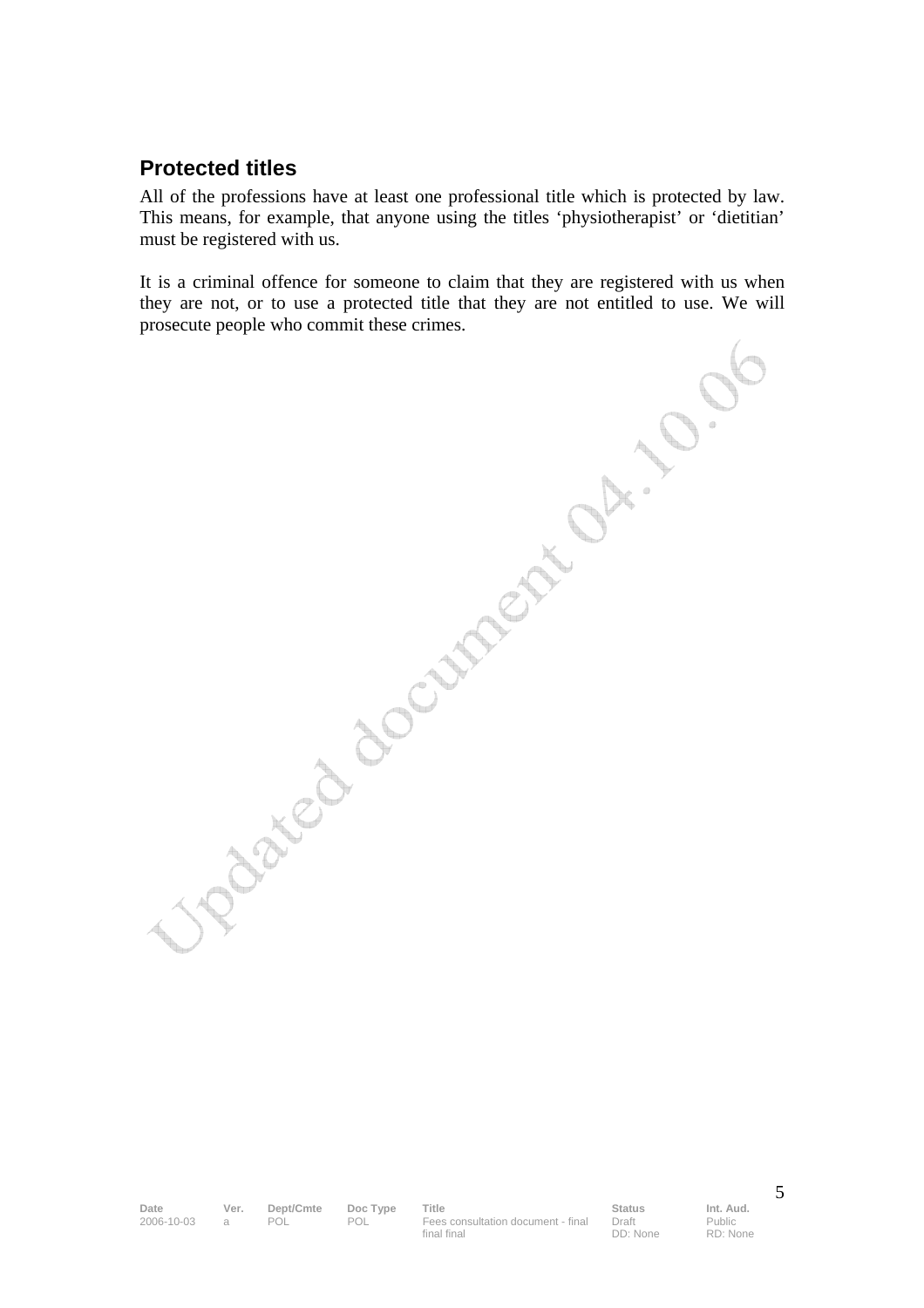## Protected titles

All of the professions have at least one professional title which is protected by law. This means, for example, that anyone using the titles 'physiotherapist' or 'dietitian' must be registered with us.

It is a criminal offence for someone to claim that they are registered with us when they are not, or to use a protected title that they are not entitled to use. We will prosecute people who commit these crimes.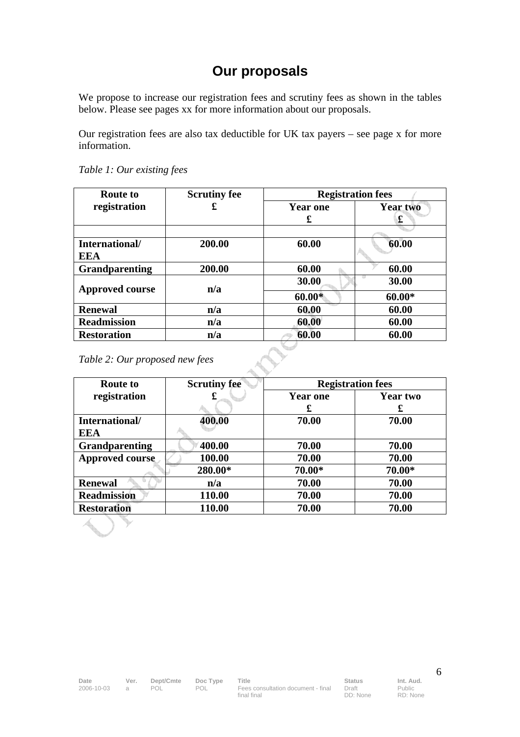# Our proposals

We propose to increase our registration fees and scrutiny fees as shown in the tables below. Please see pages xx for more information about our proposals.

Our registration fees are also tax deductible for UK tax payers – see page x for more information.

*Table 1: Our existing fees*

| Route to registration | Scrutiny fee £ | Registration fees | |
|---|---|---|---|
| | | Year one £ | Year two £ |
| | | | |
| **International/ EEA** | **200.00** | **60.00** | **60.00** |
| **Grandparenting** | **200.00** | **60.00** | **60.00** |
| **Approved course** | **n/a** | **30.00** | **30.00** |
| | | **60.00*** | **60.00*** |
| **Renewal** | **n/a** | **60.00** | **60.00** |
| **Readmission** | **n/a** | **60.00** | **60.00** |
| **Restoration** | **n/a** | **60.00** | **60.00** |

*Table 2: Our proposed new fees*

| Route to registration | Scrutiny fee £ | Registration fees | |
|---|---|---|---|
| | | Year one £ | Year two £ |
| **International/ EEA** | **400.00** | **70.00** | **70.00** |
| **Grandparenting** | **400.00** | **70.00** | **70.00** |
| **Approved course** | **100.00** | **70.00** | **70.00** |
| | **280.00*** | **70.00*** | **70.00*** |
| **Renewal** | **n/a** | **70.00** | **70.00** |
| **Readmission** | **110.00** | **70.00** | **70.00** |
| **Restoration** | **110.00** | **70.00** | **70.00** |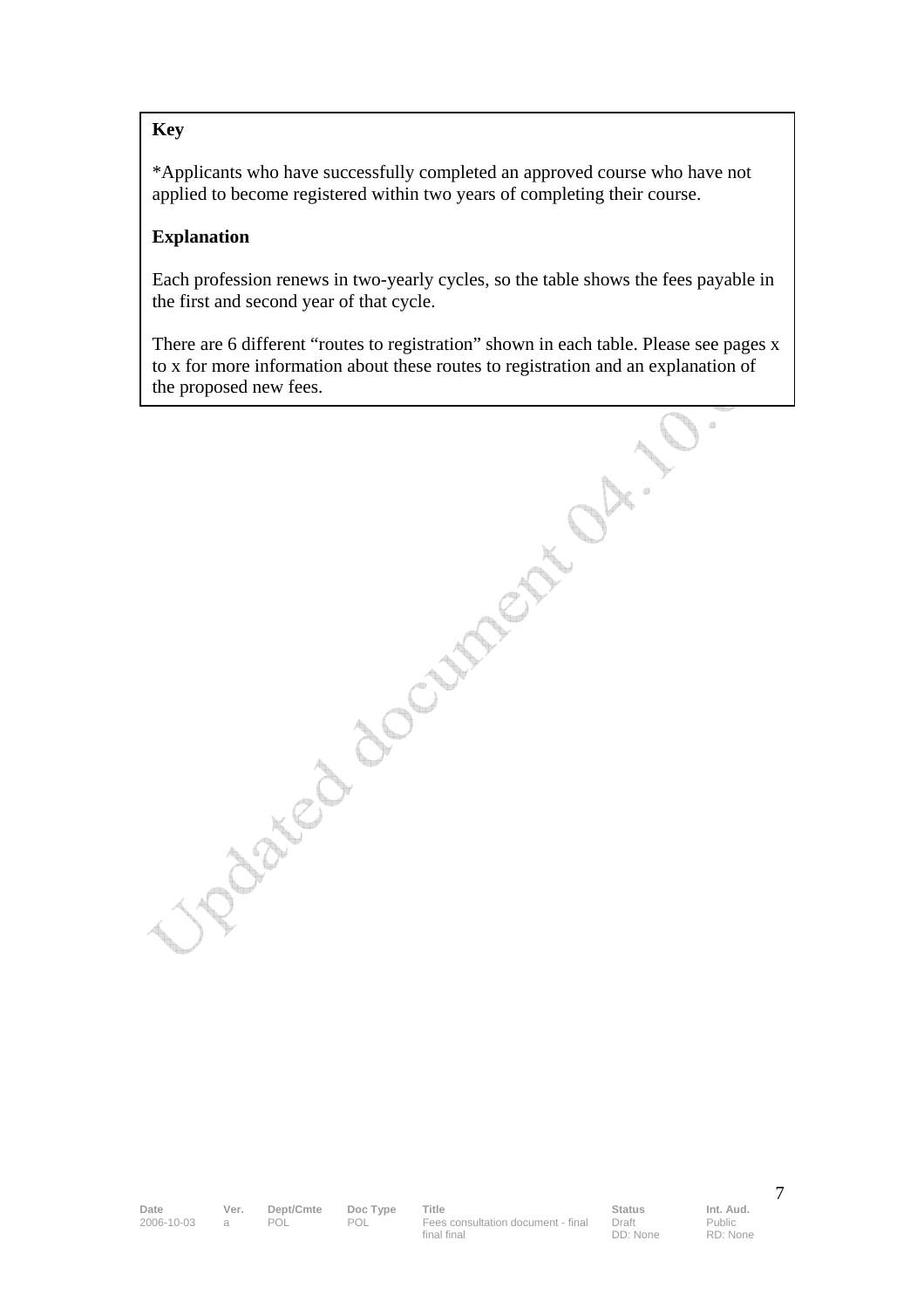**Key**

*Applicants who have successfully completed an approved course who have not applied to become registered within two years of completing their course.

**Explanation**

Each profession renews in two-yearly cycles, so the table shows the fees payable in the first and second year of that cycle.

There are 6 different "routes to registration" shown in each table. Please see pages x to x for more information about these routes to registration and an explanation of the proposed new fees.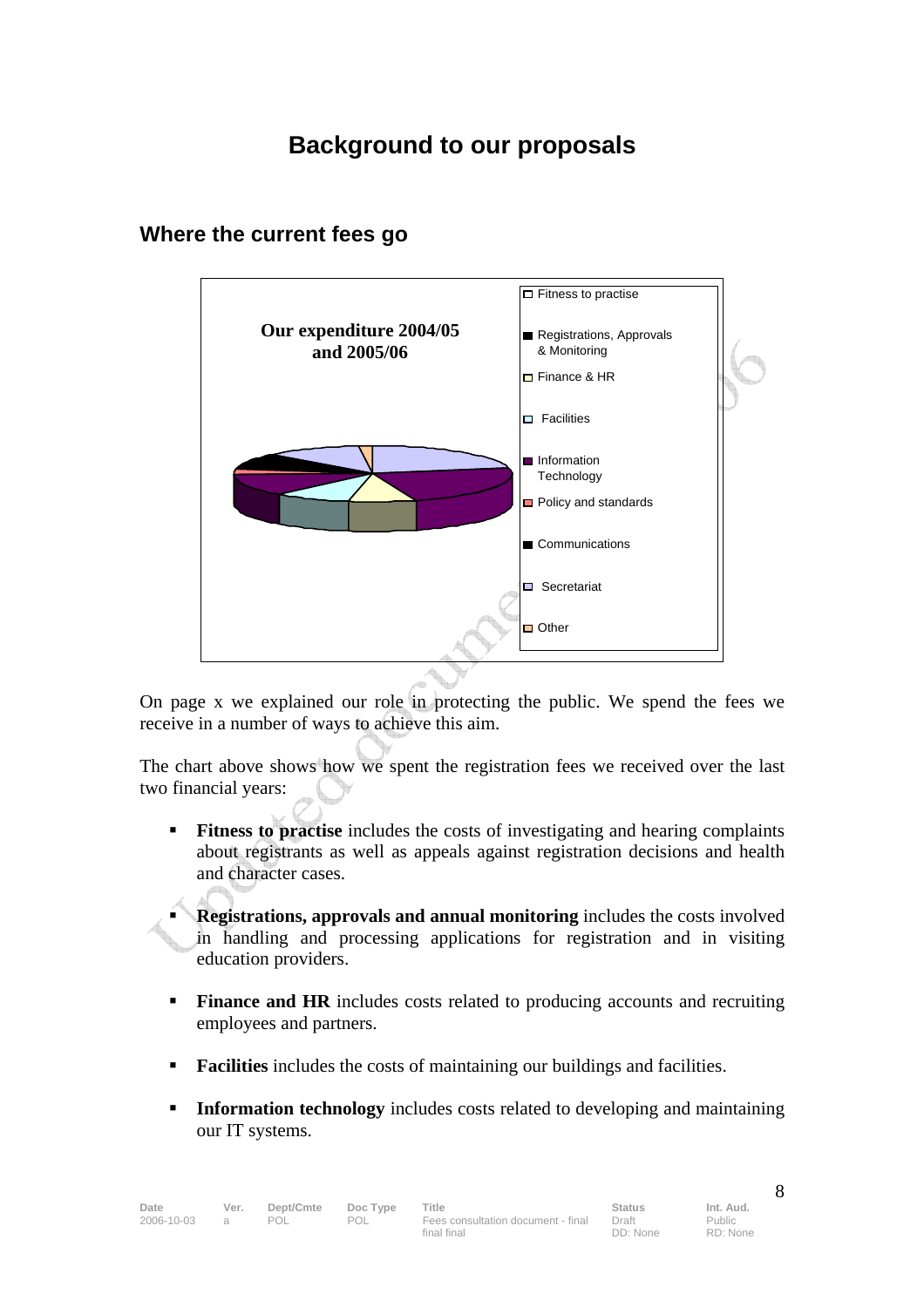# Background to our proposals

## Where the current fees go

**Our expenditure 2004/05 and 2005/06**

- Fitness to practise
- Registrations, Approvals & Monitoring
- Finance & HR
- Facilities
- Information Technology
- Policy and standards
- Communications
- Secretariat
- Other

On page x we explained our role in protecting the public. We spend the fees we receive in a number of ways to achieve this aim.

The chart above shows how we spent the registration fees we received over the last two financial years:

- **Fitness to practise** includes the costs of investigating and hearing complaints about registrants as well as appeals against registration decisions and health and character cases.
- **Registrations, approvals and annual monitoring** includes the costs involved in handling and processing applications for registration and in visiting education providers.
- **Finance and HR** includes costs related to producing accounts and recruiting employees and partners.
- **Facilities** includes the costs of maintaining our buildings and facilities.
- **Information technology** includes costs related to developing and maintaining our IT systems.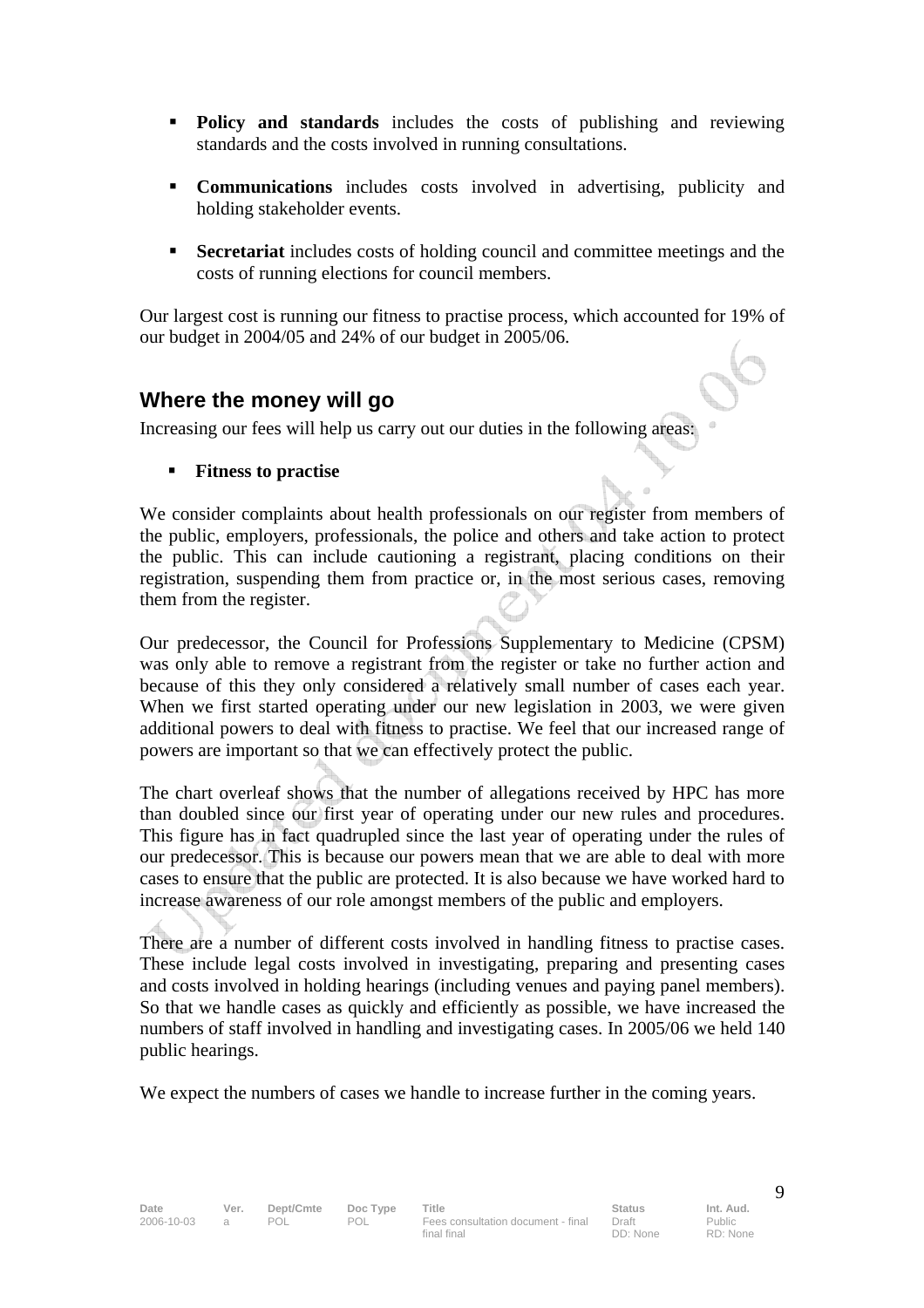- **Policy and standards** includes the costs of publishing and reviewing standards and the costs involved in running consultations.

- **Communications** includes costs involved in advertising, publicity and holding stakeholder events.

- **Secretariat** includes costs of holding council and committee meetings and the costs of running elections for council members.

Our largest cost is running our fitness to practise process, which accounted for 19% of our budget in 2004/05 and 24% of our budget in 2005/06.

## Where the money will go

Increasing our fees will help us carry out our duties in the following areas:

- **Fitness to practise**

We consider complaints about health professionals on our register from members of the public, employers, professionals, the police and others and take action to protect the public. This can include cautioning a registrant, placing conditions on their registration, suspending them from practice or, in the most serious cases, removing them from the register.

Our predecessor, the Council for Professions Supplementary to Medicine (CPSM) was only able to remove a registrant from the register or take no further action and because of this they only considered a relatively small number of cases each year. When we first started operating under our new legislation in 2003, we were given additional powers to deal with fitness to practise. We feel that our increased range of powers are important so that we can effectively protect the public.

The chart overleaf shows that the number of allegations received by HPC has more than doubled since our first year of operating under our new rules and procedures. This figure has in fact quadrupled since the last year of operating under the rules of our predecessor. This is because our powers mean that we are able to deal with more cases to ensure that the public are protected. It is also because we have worked hard to increase awareness of our role amongst members of the public and employers.

There are a number of different costs involved in handling fitness to practise cases. These include legal costs involved in investigating, preparing and presenting cases and costs involved in holding hearings (including venues and paying panel members). So that we handle cases as quickly and efficiently as possible, we have increased the numbers of staff involved in handling and investigating cases. In 2005/06 we held 140 public hearings.

We expect the numbers of cases we handle to increase further in the coming years.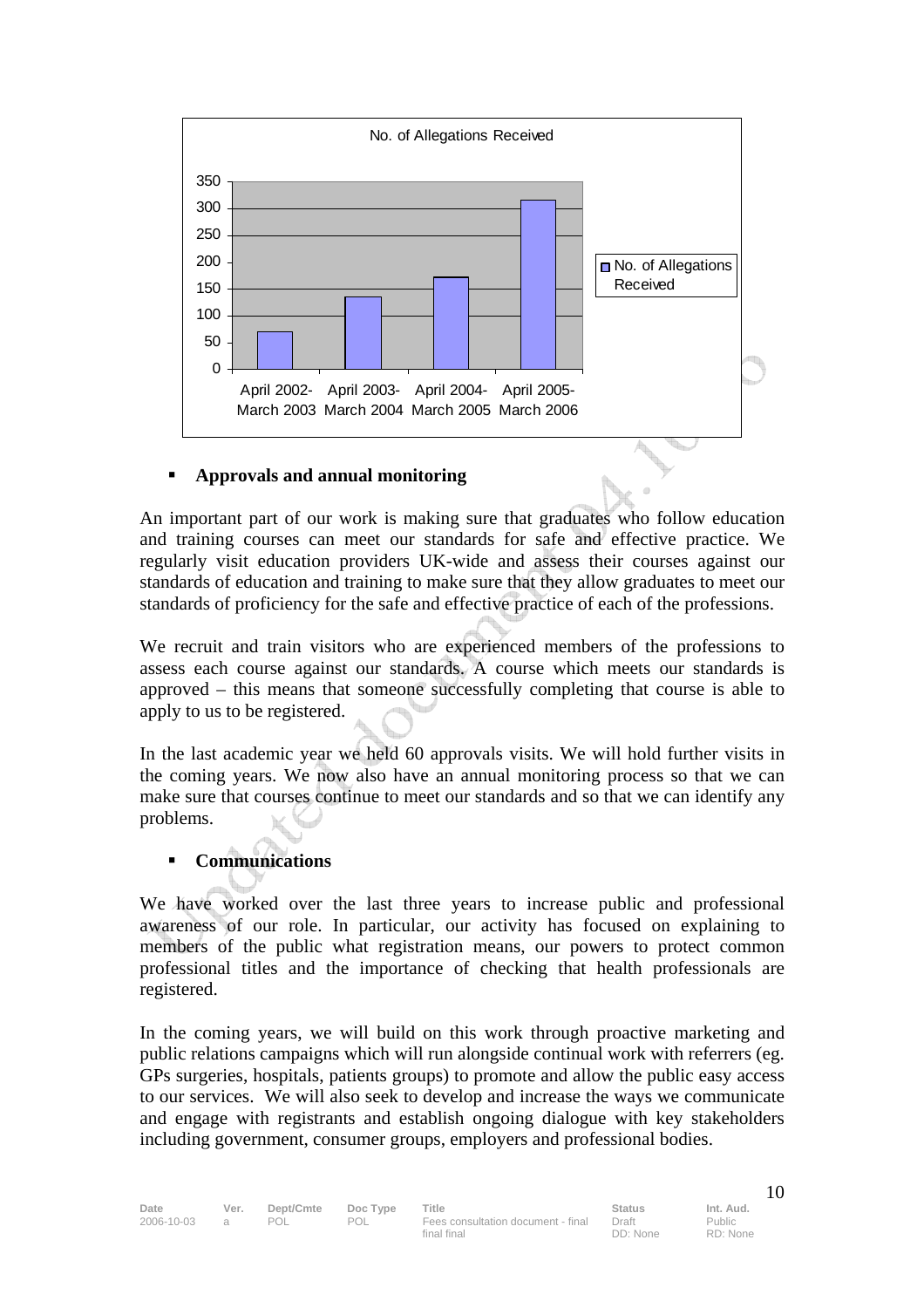No. of Allegations Received

| | No. of Allegations Received |
|---|---|
| April 2002-March 2003 | ~70 |
| April 2003-March 2004 | ~135 |
| April 2004-March 2005 | ~170 |
| April 2005-March 2006 | ~315 |

- **Approvals and annual monitoring**

An important part of our work is making sure that graduates who follow education and training courses can meet our standards for safe and effective practice. We regularly visit education providers UK-wide and assess their courses against our standards of education and training to make sure that they allow graduates to meet our standards of proficiency for the safe and effective practice of each of the professions.

We recruit and train visitors who are experienced members of the professions to assess each course against our standards. A course which meets our standards is approved – this means that someone successfully completing that course is able to apply to us to be registered.

In the last academic year we held 60 approvals visits. We will hold further visits in the coming years. We now also have an annual monitoring process so that we can make sure that courses continue to meet our standards and so that we can identify any problems.

- **Communications**

We have worked over the last three years to increase public and professional awareness of our role. In particular, our activity has focused on explaining to members of the public what registration means, our powers to protect common professional titles and the importance of checking that health professionals are registered.

In the coming years, we will build on this work through proactive marketing and public relations campaigns which will run alongside continual work with referrers (eg. GPs surgeries, hospitals, patients groups) to promote and allow the public easy access to our services. We will also seek to develop and increase the ways we communicate and engage with registrants and establish ongoing dialogue with key stakeholders including government, consumer groups, employers and professional bodies.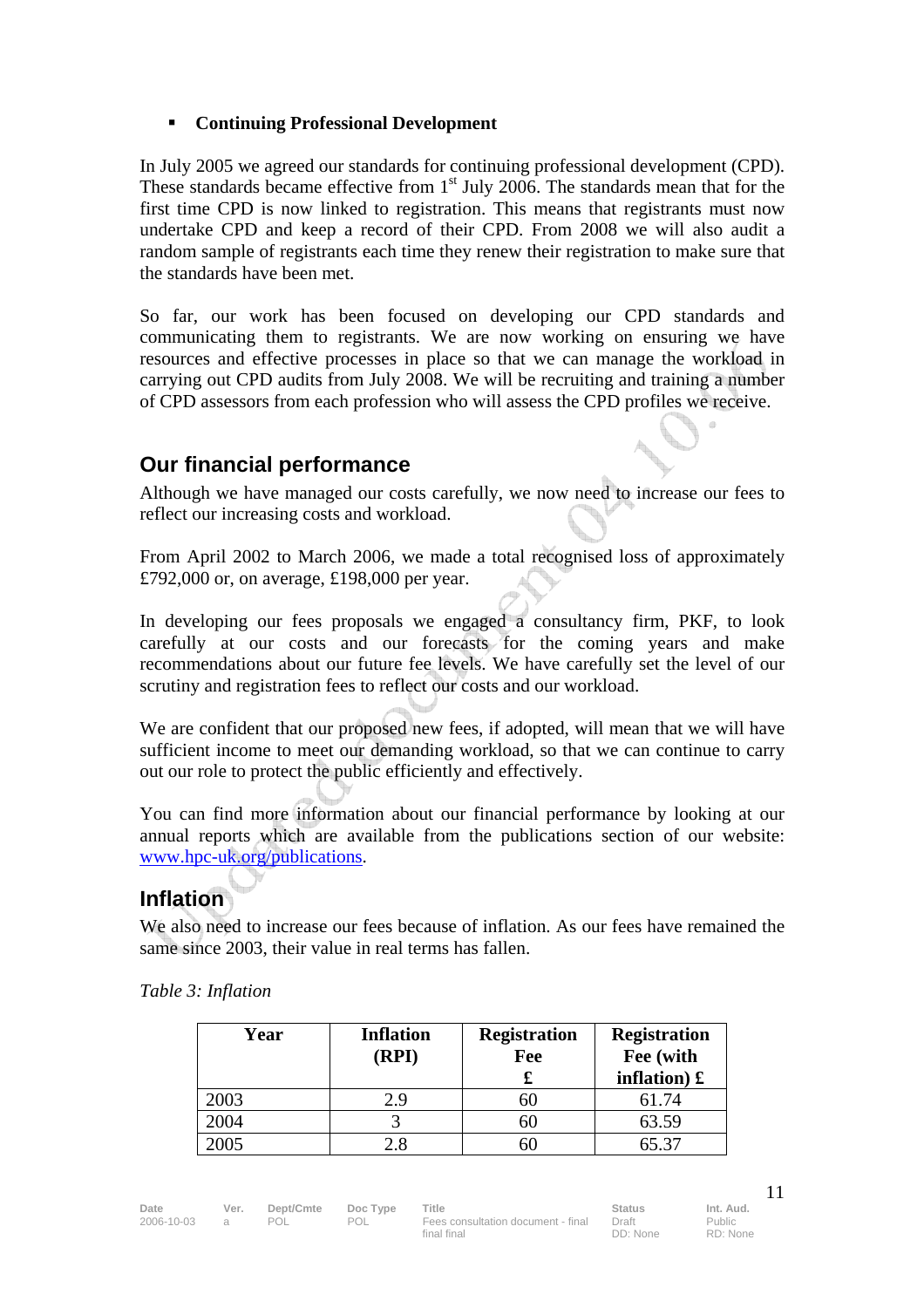- **Continuing Professional Development**

In July 2005 we agreed our standards for continuing professional development (CPD). These standards became effective from 1st July 2006. The standards mean that for the first time CPD is now linked to registration. This means that registrants must now undertake CPD and keep a record of their CPD. From 2008 we will also audit a random sample of registrants each time they renew their registration to make sure that the standards have been met.

So far, our work has been focused on developing our CPD standards and communicating them to registrants. We are now working on ensuring we have resources and effective processes in place so that we can manage the workload in carrying out CPD audits from July 2008. We will be recruiting and training a number of CPD assessors from each profession who will assess the CPD profiles we receive.

## Our financial performance

Although we have managed our costs carefully, we now need to increase our fees to reflect our increasing costs and workload.

From April 2002 to March 2006, we made a total recognised loss of approximately £792,000 or, on average, £198,000 per year.

In developing our fees proposals we engaged a consultancy firm, PKF, to look carefully at our costs and our forecasts for the coming years and make recommendations about our future fee levels. We have carefully set the level of our scrutiny and registration fees to reflect our costs and our workload.

We are confident that our proposed new fees, if adopted, will mean that we will have sufficient income to meet our demanding workload, so that we can continue to carry out our role to protect the public efficiently and effectively.

You can find more information about our financial performance by looking at our annual reports which are available from the publications section of our website: www.hpc-uk.org/publications.

## Inflation

We also need to increase our fees because of inflation. As our fees have remained the same since 2003, their value in real terms has fallen.

*Table 3: Inflation*

| Year | Inflation (RPI) | Registration Fee £ | Registration Fee (with inflation) £ |
|---|---|---|---|
| 2003 | 2.9 | 60 | 61.74 |
| 2004 | 3 | 60 | 63.59 |
| 2005 | 2.8 | 60 | 65.37 |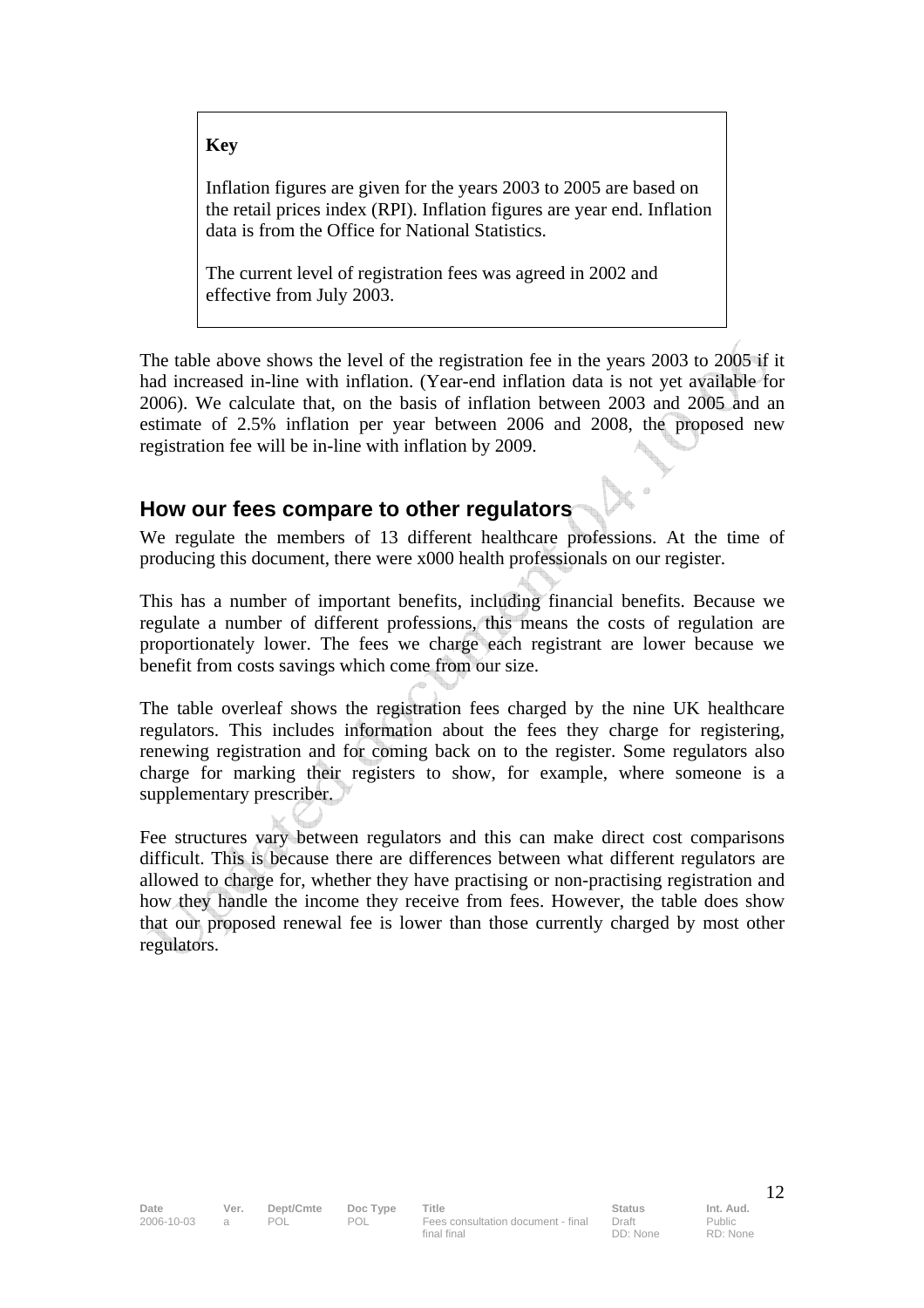> **Key**
>
> Inflation figures are given for the years 2003 to 2005 are based on the retail prices index (RPI). Inflation figures are year end. Inflation data is from the Office for National Statistics.
>
> The current level of registration fees was agreed in 2002 and effective from July 2003.

The table above shows the level of the registration fee in the years 2003 to 2005 if it had increased in-line with inflation. (Year-end inflation data is not yet available for 2006). We calculate that, on the basis of inflation between 2003 and 2005 and an estimate of 2.5% inflation per year between 2006 and 2008, the proposed new registration fee will be in-line with inflation by 2009.

## How our fees compare to other regulators

We regulate the members of 13 different healthcare professions. At the time of producing this document, there were x000 health professionals on our register.

This has a number of important benefits, including financial benefits. Because we regulate a number of different professions, this means the costs of regulation are proportionately lower. The fees we charge each registrant are lower because we benefit from costs savings which come from our size.

The table overleaf shows the registration fees charged by the nine UK healthcare regulators. This includes information about the fees they charge for registering, renewing registration and for coming back on to the register. Some regulators also charge for marking their registers to show, for example, where someone is a supplementary prescriber.

Fee structures vary between regulators and this can make direct cost comparisons difficult. This is because there are differences between what different regulators are allowed to charge for, whether they have practising or non-practising registration and how they handle the income they receive from fees. However, the table does show that our proposed renewal fee is lower than those currently charged by most other regulators.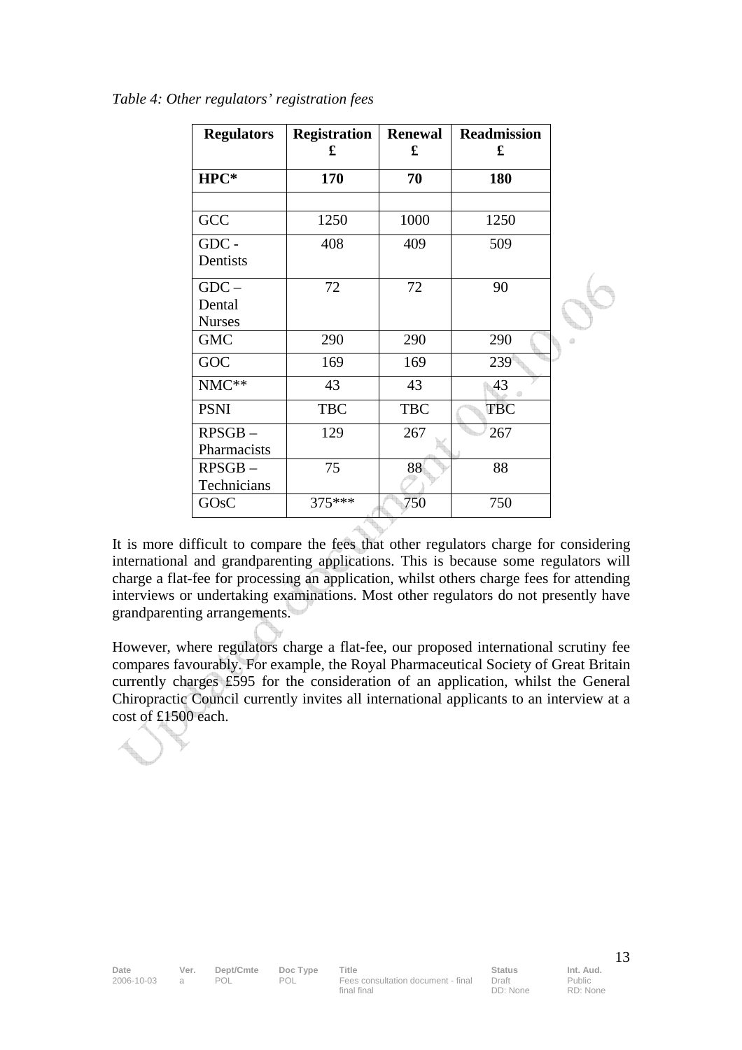*Table 4: Other regulators' registration fees*

| Regulators | Registration £ | Renewal £ | Readmission £ |
|---|---|---|---|
| **HPC*** | **170** | **70** | **180** |
| | | | |
| GCC | 1250 | 1000 | 1250 |
| GDC - Dentists | 408 | 409 | 509 |
| GDC – Dental Nurses | 72 | 72 | 90 |
| GMC | 290 | 290 | 290 |
| GOC | 169 | 169 | 239 |
| NMC** | 43 | 43 | 43 |
| PSNI | TBC | TBC | TBC |
| RPSGB – Pharmacists | 129 | 267 | 267 |
| RPSGB – Technicians | 75 | 88 | 88 |
| GOsC | 375*** | 750 | 750 |

It is more difficult to compare the fees that other regulators charge for considering international and grandparenting applications. This is because some regulators will charge a flat-fee for processing an application, whilst others charge fees for attending interviews or undertaking examinations. Most other regulators do not presently have grandparenting arrangements.

However, where regulators charge a flat-fee, our proposed international scrutiny fee compares favourably. For example, the Royal Pharmaceutical Society of Great Britain currently charges £595 for the consideration of an application, whilst the General Chiropractic Council currently invites all international applicants to an interview at a cost of £1500 each.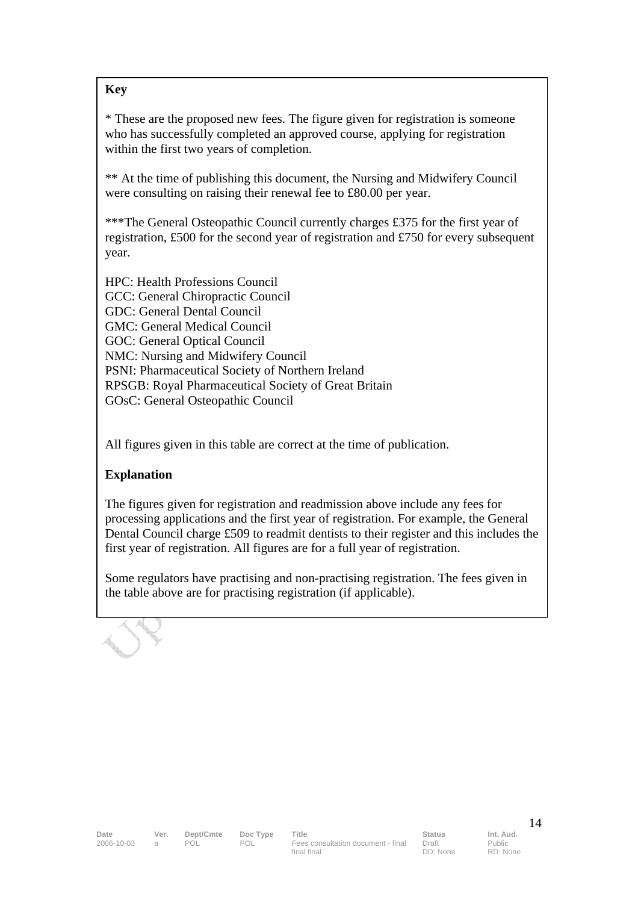**Key**

* These are the proposed new fees. The figure given for registration is someone who has successfully completed an approved course, applying for registration within the first two years of completion.

** At the time of publishing this document, the Nursing and Midwifery Council were consulting on raising their renewal fee to £80.00 per year.

***The General Osteopathic Council currently charges £375 for the first year of registration, £500 for the second year of registration and £750 for every subsequent year.

HPC: Health Professions Council
GCC: General Chiropractic Council
GDC: General Dental Council
GMC: General Medical Council
GOC: General Optical Council
NMC: Nursing and Midwifery Council
PSNI: Pharmaceutical Society of Northern Ireland
RPSGB: Royal Pharmaceutical Society of Great Britain
GOsC: General Osteopathic Council

All figures given in this table are correct at the time of publication.

**Explanation**

The figures given for registration and readmission above include any fees for processing applications and the first year of registration. For example, the General Dental Council charge £509 to readmit dentists to their register and this includes the first year of registration. All figures are for a full year of registration.

Some regulators have practising and non-practising registration. The fees given in the table above are for practising registration (if applicable).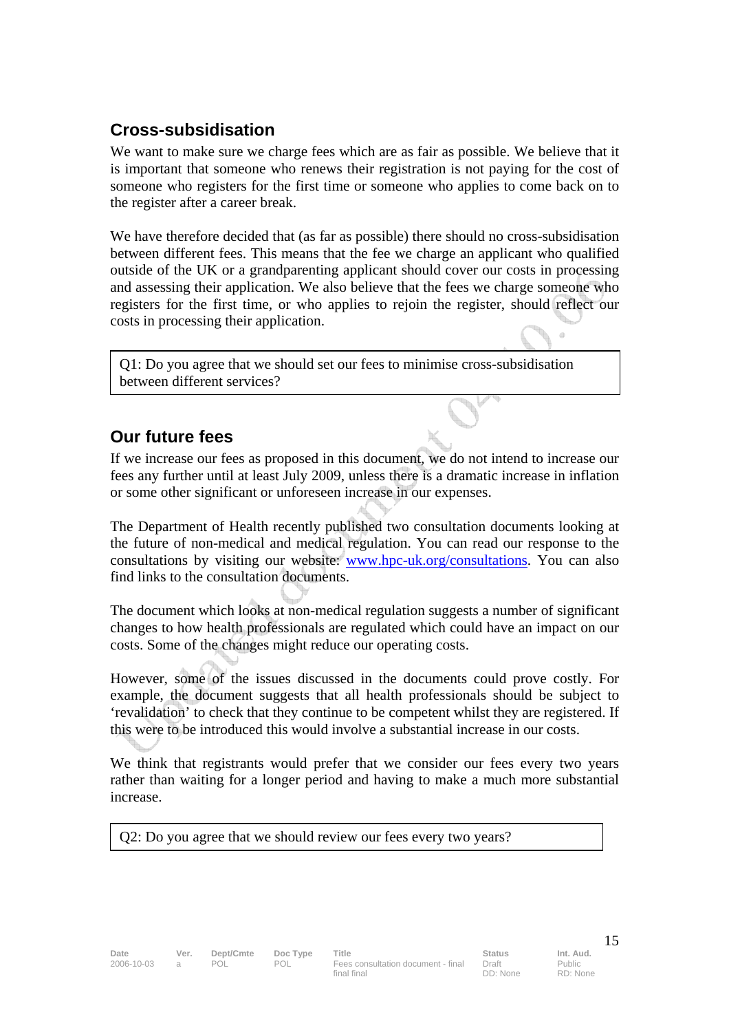## Cross-subsidisation

We want to make sure we charge fees which are as fair as possible. We believe that it is important that someone who renews their registration is not paying for the cost of someone who registers for the first time or someone who applies to come back on to the register after a career break.

We have therefore decided that (as far as possible) there should no cross-subsidisation between different fees. This means that the fee we charge an applicant who qualified outside of the UK or a grandparenting applicant should cover our costs in processing and assessing their application. We also believe that the fees we charge someone who registers for the first time, or who applies to rejoin the register, should reflect our costs in processing their application.

| Q1: Do you agree that we should set our fees to minimise cross-subsidisation between different services? |
|---|

## Our future fees

If we increase our fees as proposed in this document, we do not intend to increase our fees any further until at least July 2009, unless there is a dramatic increase in inflation or some other significant or unforeseen increase in our expenses.

The Department of Health recently published two consultation documents looking at the future of non-medical and medical regulation. You can read our response to the consultations by visiting our website: www.hpc-uk.org/consultations. You can also find links to the consultation documents.

The document which looks at non-medical regulation suggests a number of significant changes to how health professionals are regulated which could have an impact on our costs. Some of the changes might reduce our operating costs.

However, some of the issues discussed in the documents could prove costly. For example, the document suggests that all health professionals should be subject to 'revalidation' to check that they continue to be competent whilst they are registered. If this were to be introduced this would involve a substantial increase in our costs.

We think that registrants would prefer that we consider our fees every two years rather than waiting for a longer period and having to make a much more substantial increase.

| Q2: Do you agree that we should review our fees every two years? |
|---|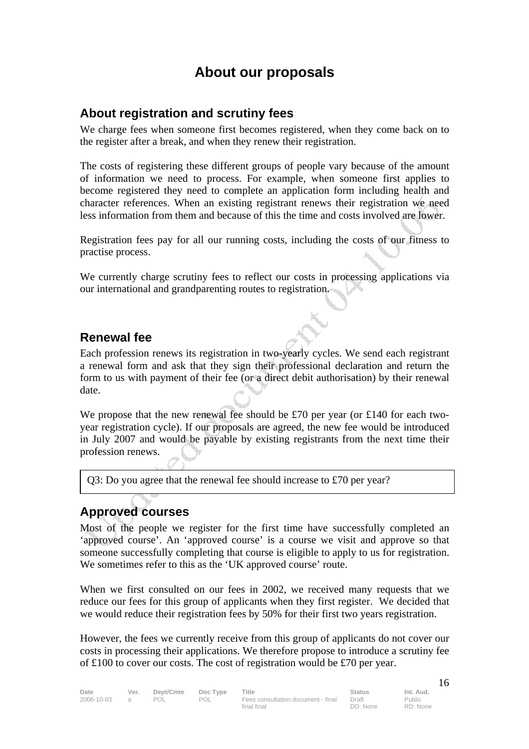# About our proposals

## About registration and scrutiny fees

We charge fees when someone first becomes registered, when they come back on to the register after a break, and when they renew their registration.

The costs of registering these different groups of people vary because of the amount of information we need to process. For example, when someone first applies to become registered they need to complete an application form including health and character references. When an existing registrant renews their registration we need less information from them and because of this the time and costs involved are lower.

Registration fees pay for all our running costs, including the costs of our fitness to practise process.

We currently charge scrutiny fees to reflect our costs in processing applications via our international and grandparenting routes to registration.

## Renewal fee

Each profession renews its registration in two-yearly cycles. We send each registrant a renewal form and ask that they sign their professional declaration and return the form to us with payment of their fee (or a direct debit authorisation) by their renewal date.

We propose that the new renewal fee should be £70 per year (or £140 for each two-year registration cycle). If our proposals are agreed, the new fee would be introduced in July 2007 and would be payable by existing registrants from the next time their profession renews.

> Q3: Do you agree that the renewal fee should increase to £70 per year?

## Approved courses

Most of the people we register for the first time have successfully completed an 'approved course'. An 'approved course' is a course we visit and approve so that someone successfully completing that course is eligible to apply to us for registration. We sometimes refer to this as the 'UK approved course' route.

When we first consulted on our fees in 2002, we received many requests that we reduce our fees for this group of applicants when they first register. We decided that we would reduce their registration fees by 50% for their first two years registration.

However, the fees we currently receive from this group of applicants do not cover our costs in processing their applications. We therefore propose to introduce a scrutiny fee of £100 to cover our costs. The cost of registration would be £70 per year.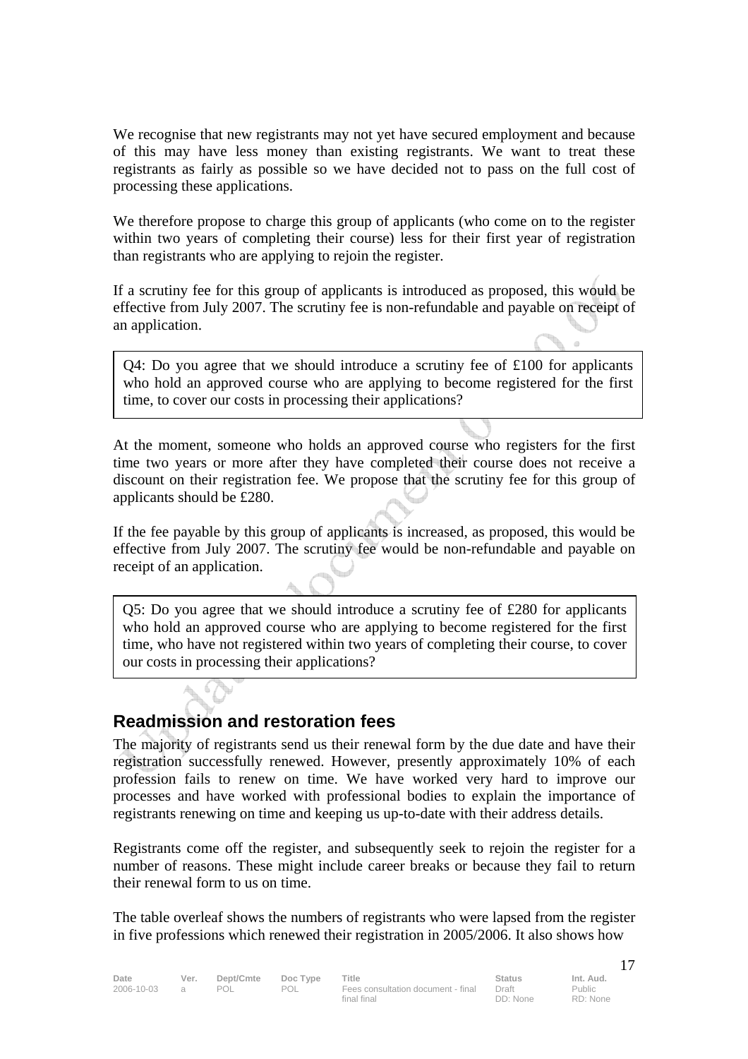We recognise that new registrants may not yet have secured employment and because of this may have less money than existing registrants. We want to treat these registrants as fairly as possible so we have decided not to pass on the full cost of processing these applications.

We therefore propose to charge this group of applicants (who come on to the register within two years of completing their course) less for their first year of registration than registrants who are applying to rejoin the register.

If a scrutiny fee for this group of applicants is introduced as proposed, this would be effective from July 2007. The scrutiny fee is non-refundable and payable on receipt of an application.

> Q4: Do you agree that we should introduce a scrutiny fee of £100 for applicants who hold an approved course who are applying to become registered for the first time, to cover our costs in processing their applications?

At the moment, someone who holds an approved course who registers for the first time two years or more after they have completed their course does not receive a discount on their registration fee. We propose that the scrutiny fee for this group of applicants should be £280.

If the fee payable by this group of applicants is increased, as proposed, this would be effective from July 2007. The scrutiny fee would be non-refundable and payable on receipt of an application.

> Q5: Do you agree that we should introduce a scrutiny fee of £280 for applicants who hold an approved course who are applying to become registered for the first time, who have not registered within two years of completing their course, to cover our costs in processing their applications?

## Readmission and restoration fees

The majority of registrants send us their renewal form by the due date and have their registration successfully renewed. However, presently approximately 10% of each profession fails to renew on time. We have worked very hard to improve our processes and have worked with professional bodies to explain the importance of registrants renewing on time and keeping us up-to-date with their address details.

Registrants come off the register, and subsequently seek to rejoin the register for a number of reasons. These might include career breaks or because they fail to return their renewal form to us on time.

The table overleaf shows the numbers of registrants who were lapsed from the register in five professions which renewed their registration in 2005/2006. It also shows how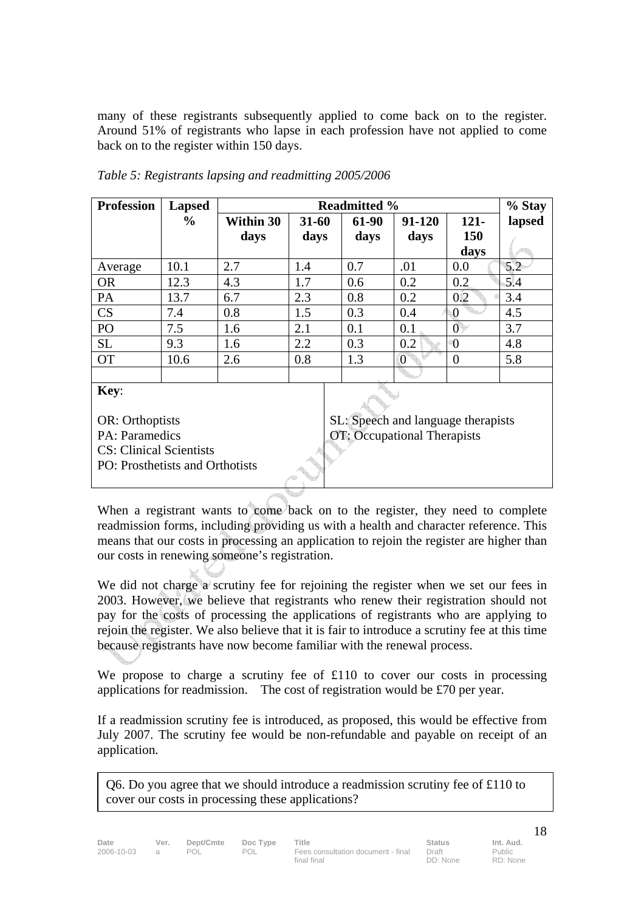many of these registrants subsequently applied to come back on to the register. Around 51% of registrants who lapse in each profession have not applied to come back on to the register within 150 days.

*Table 5: Registrants lapsing and readmitting 2005/2006*

| Profession | Lapsed % | Readmitted % | | | | | % Stay lapsed |
|---|---|---|---|---|---|---|---|
| | | Within 30 days | 31-60 days | 61-90 days | 91-120 days | 121-150 days | |
| Average | 10.1 | 2.7 | 1.4 | 0.7 | .01 | 0.0 | 5.2 |
| OR | 12.3 | 4.3 | 1.7 | 0.6 | 0.2 | 0.2 | 5.4 |
| PA | 13.7 | 6.7 | 2.3 | 0.8 | 0.2 | 0.2 | 3.4 |
| CS | 7.4 | 0.8 | 1.5 | 0.3 | 0.4 | 0 | 4.5 |
| PO | 7.5 | 1.6 | 2.1 | 0.1 | 0.1 | 0 | 3.7 |
| SL | 9.3 | 1.6 | 2.2 | 0.3 | 0.2 | 0 | 4.8 |
| OT | 10.6 | 2.6 | 0.8 | 1.3 | 0 | 0 | 5.8 |

**Key**:

OR: Orthoptists
PA: Paramedics
CS: Clinical Scientists
PO: Prosthetists and Orthotists
SL: Speech and language therapists
OT: Occupational Therapists

When a registrant wants to come back on to the register, they need to complete readmission forms, including providing us with a health and character reference. This means that our costs in processing an application to rejoin the register are higher than our costs in renewing someone's registration.

We did not charge a scrutiny fee for rejoining the register when we set our fees in 2003. However, we believe that registrants who renew their registration should not pay for the costs of processing the applications of registrants who are applying to rejoin the register. We also believe that it is fair to introduce a scrutiny fee at this time because registrants have now become familiar with the renewal process.

We propose to charge a scrutiny fee of £110 to cover our costs in processing applications for readmission. The cost of registration would be £70 per year.

If a readmission scrutiny fee is introduced, as proposed, this would be effective from July 2007. The scrutiny fee would be non-refundable and payable on receipt of an application.

Q6. Do you agree that we should introduce a readmission scrutiny fee of £110 to cover our costs in processing these applications?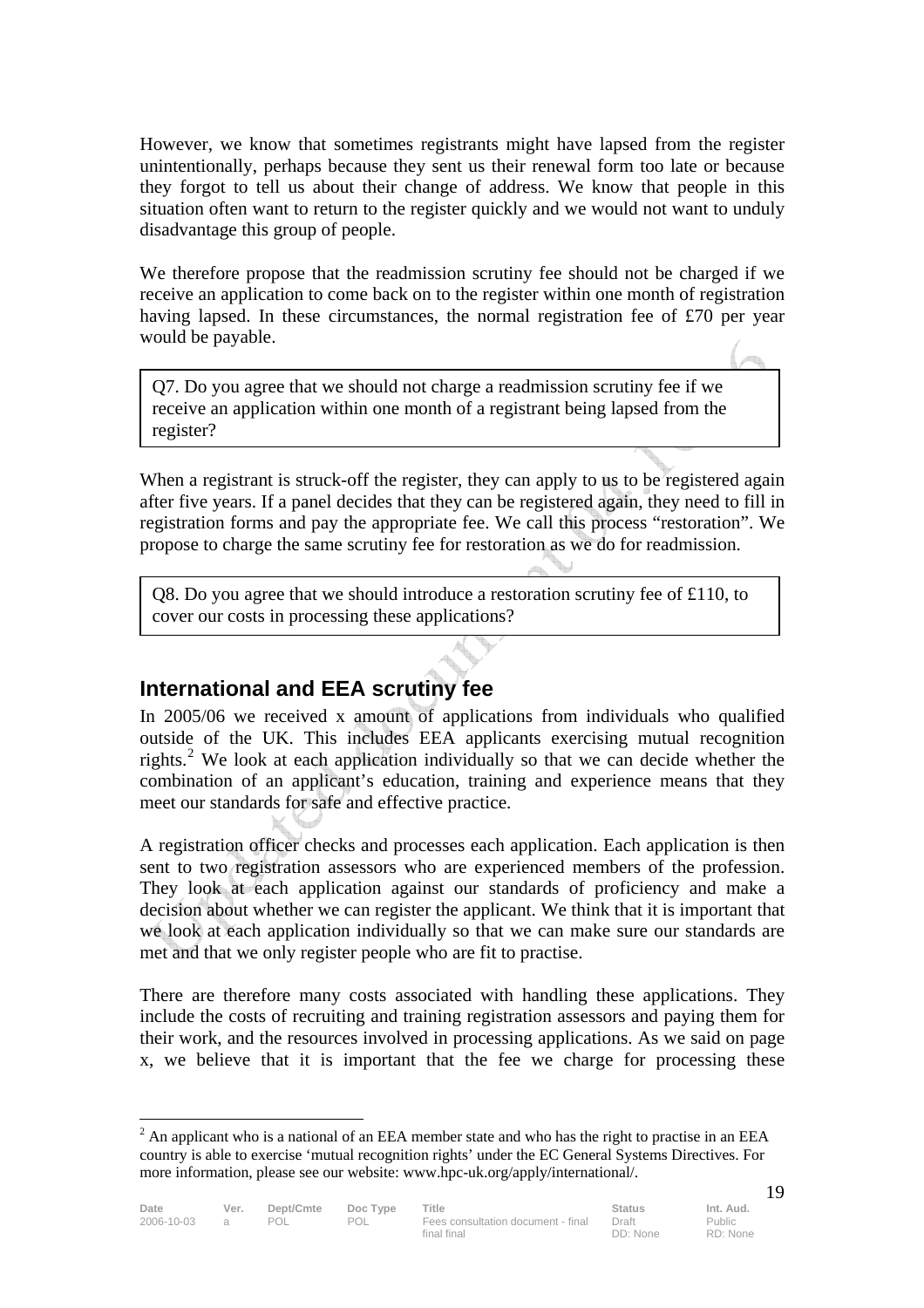However, we know that sometimes registrants might have lapsed from the register unintentionally, perhaps because they sent us their renewal form too late or because they forgot to tell us about their change of address. We know that people in this situation often want to return to the register quickly and we would not want to unduly disadvantage this group of people.

We therefore propose that the readmission scrutiny fee should not be charged if we receive an application to come back on to the register within one month of registration having lapsed. In these circumstances, the normal registration fee of £70 per year would be payable.

> Q7. Do you agree that we should not charge a readmission scrutiny fee if we receive an application within one month of a registrant being lapsed from the register?

When a registrant is struck-off the register, they can apply to us to be registered again after five years. If a panel decides that they can be registered again, they need to fill in registration forms and pay the appropriate fee. We call this process "restoration". We propose to charge the same scrutiny fee for restoration as we do for readmission.

> Q8. Do you agree that we should introduce a restoration scrutiny fee of £110, to cover our costs in processing these applications?

## International and EEA scrutiny fee

In 2005/06 we received x amount of applications from individuals who qualified outside of the UK. This includes EEA applicants exercising mutual recognition rights.[2] We look at each application individually so that we can decide whether the combination of an applicant's education, training and experience means that they meet our standards for safe and effective practice.

A registration officer checks and processes each application. Each application is then sent to two registration assessors who are experienced members of the profession. They look at each application against our standards of proficiency and make a decision about whether we can register the applicant. We think that it is important that we look at each application individually so that we can make sure our standards are met and that we only register people who are fit to practise.

There are therefore many costs associated with handling these applications. They include the costs of recruiting and training registration assessors and paying them for their work, and the resources involved in processing applications. As we said on page x, we believe that it is important that the fee we charge for processing these

[2] An applicant who is a national of an EEA member state and who has the right to practise in an EEA country is able to exercise 'mutual recognition rights' under the EC General Systems Directives. For more information, please see our website: www.hpc-uk.org/apply/international/.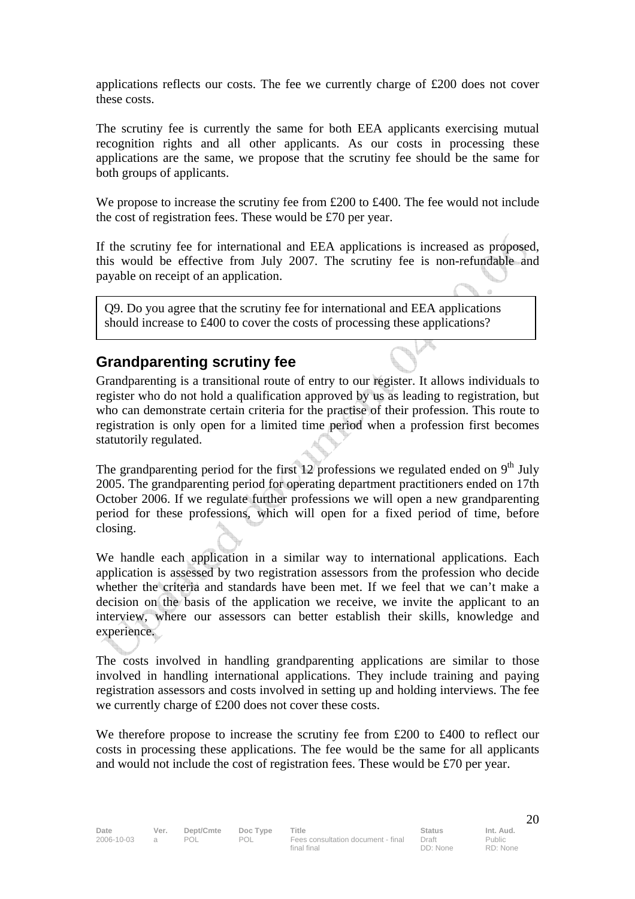applications reflects our costs. The fee we currently charge of £200 does not cover these costs.

The scrutiny fee is currently the same for both EEA applicants exercising mutual recognition rights and all other applicants. As our costs in processing these applications are the same, we propose that the scrutiny fee should be the same for both groups of applicants.

We propose to increase the scrutiny fee from £200 to £400. The fee would not include the cost of registration fees. These would be £70 per year.

If the scrutiny fee for international and EEA applications is increased as proposed, this would be effective from July 2007. The scrutiny fee is non-refundable and payable on receipt of an application.

> Q9. Do you agree that the scrutiny fee for international and EEA applications should increase to £400 to cover the costs of processing these applications?

## Grandparenting scrutiny fee

Grandparenting is a transitional route of entry to our register. It allows individuals to register who do not hold a qualification approved by us as leading to registration, but who can demonstrate certain criteria for the practise of their profession. This route to registration is only open for a limited time period when a profession first becomes statutorily regulated.

The grandparenting period for the first 12 professions we regulated ended on 9th July 2005. The grandparenting period for operating department practitioners ended on 17th October 2006. If we regulate further professions we will open a new grandparenting period for these professions, which will open for a fixed period of time, before closing.

We handle each application in a similar way to international applications. Each application is assessed by two registration assessors from the profession who decide whether the criteria and standards have been met. If we feel that we can't make a decision on the basis of the application we receive, we invite the applicant to an interview, where our assessors can better establish their skills, knowledge and experience.

The costs involved in handling grandparenting applications are similar to those involved in handling international applications. They include training and paying registration assessors and costs involved in setting up and holding interviews. The fee we currently charge of £200 does not cover these costs.

We therefore propose to increase the scrutiny fee from £200 to £400 to reflect our costs in processing these applications. The fee would be the same for all applicants and would not include the cost of registration fees. These would be £70 per year.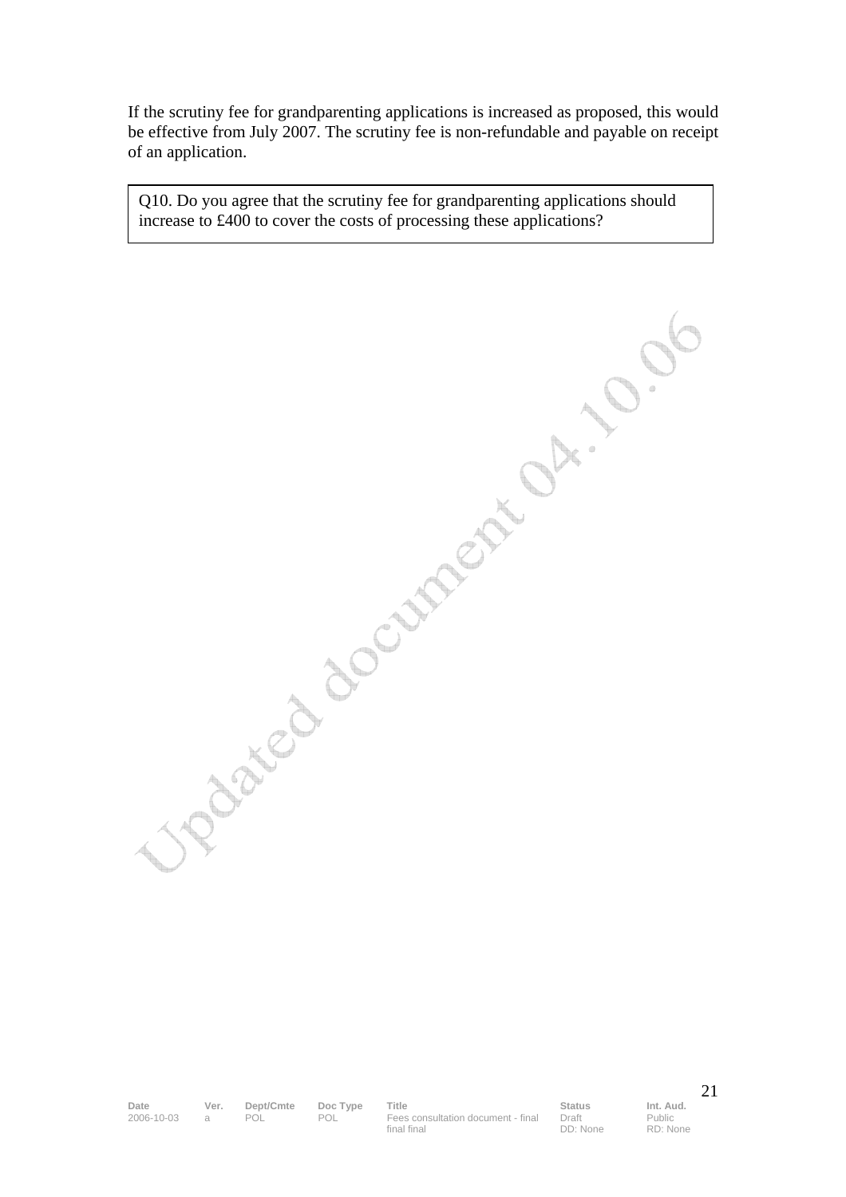If the scrutiny fee for grandparenting applications is increased as proposed, this would be effective from July 2007. The scrutiny fee is non-refundable and payable on receipt of an application.

> Q10. Do you agree that the scrutiny fee for grandparenting applications should increase to £400 to cover the costs of processing these applications?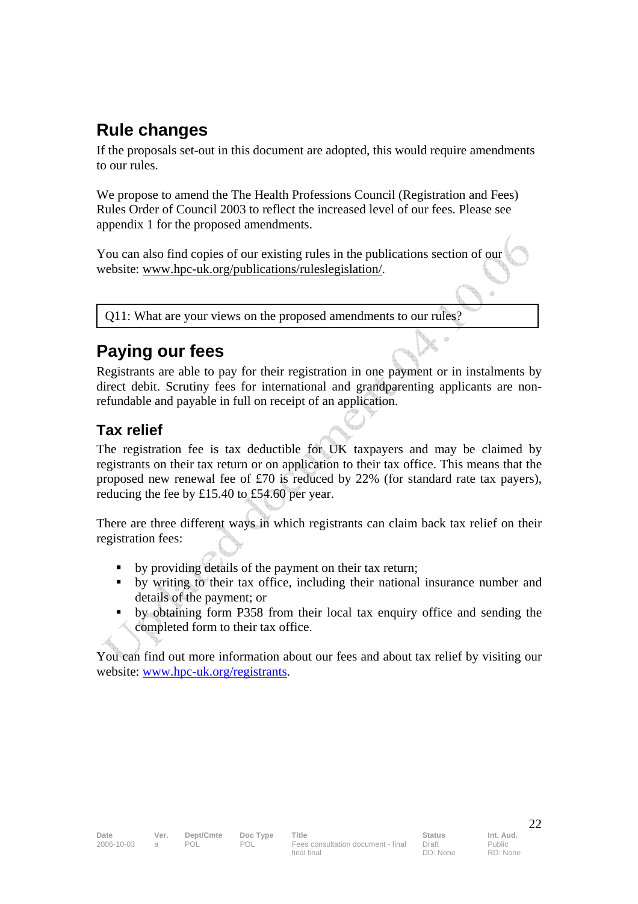## Rule changes

If the proposals set-out in this document are adopted, this would require amendments to our rules.

We propose to amend the The Health Professions Council (Registration and Fees) Rules Order of Council 2003 to reflect the increased level of our fees. Please see appendix 1 for the proposed amendments.

You can also find copies of our existing rules in the publications section of our website: www.hpc-uk.org/publications/ruleslegislation/.

| Q11: What are your views on the proposed amendments to our rules? |
|---|

## Paying our fees

Registrants are able to pay for their registration in one payment or in instalments by direct debit. Scrutiny fees for international and grandparenting applicants are non-refundable and payable in full on receipt of an application.

### Tax relief

The registration fee is tax deductible for UK taxpayers and may be claimed by registrants on their tax return or on application to their tax office. This means that the proposed new renewal fee of £70 is reduced by 22% (for standard rate tax payers), reducing the fee by £15.40 to £54.60 per year.

There are three different ways in which registrants can claim back tax relief on their registration fees:

- by providing details of the payment on their tax return;
- by writing to their tax office, including their national insurance number and details of the payment; or
- by obtaining form P358 from their local tax enquiry office and sending the completed form to their tax office.

You can find out more information about our fees and about tax relief by visiting our website: www.hpc-uk.org/registrants.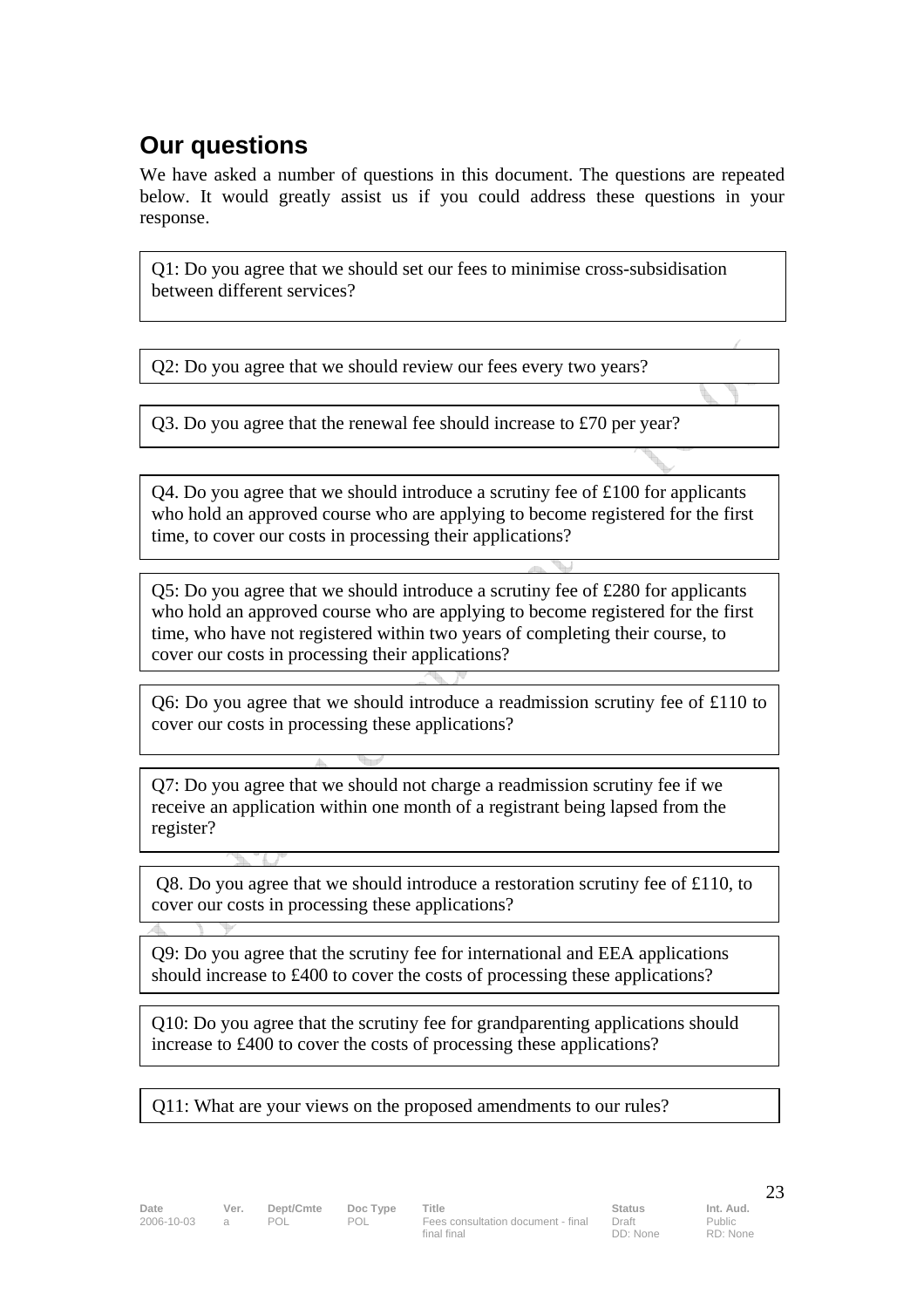## Our questions

We have asked a number of questions in this document. The questions are repeated below. It would greatly assist us if you could address these questions in your response.

Q1: Do you agree that we should set our fees to minimise cross-subsidisation between different services?

Q2: Do you agree that we should review our fees every two years?

Q3. Do you agree that the renewal fee should increase to £70 per year?

Q4. Do you agree that we should introduce a scrutiny fee of £100 for applicants who hold an approved course who are applying to become registered for the first time, to cover our costs in processing their applications?

Q5: Do you agree that we should introduce a scrutiny fee of £280 for applicants who hold an approved course who are applying to become registered for the first time, who have not registered within two years of completing their course, to cover our costs in processing their applications?

Q6: Do you agree that we should introduce a readmission scrutiny fee of £110 to cover our costs in processing these applications?

Q7: Do you agree that we should not charge a readmission scrutiny fee if we receive an application within one month of a registrant being lapsed from the register?

Q8. Do you agree that we should introduce a restoration scrutiny fee of £110, to cover our costs in processing these applications?

Q9: Do you agree that the scrutiny fee for international and EEA applications should increase to £400 to cover the costs of processing these applications?

Q10: Do you agree that the scrutiny fee for grandparenting applications should increase to £400 to cover the costs of processing these applications?

Q11: What are your views on the proposed amendments to our rules?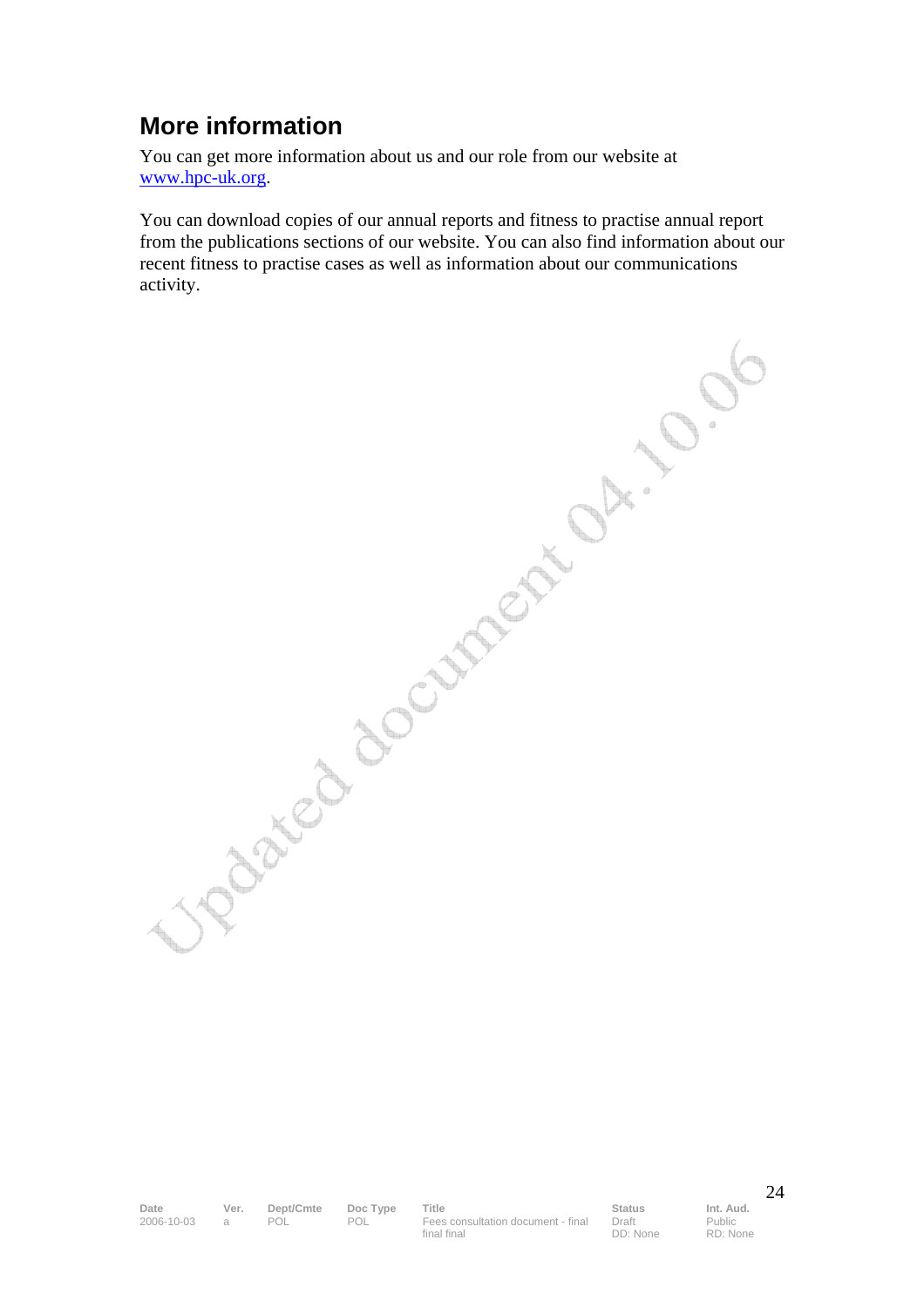## More information

You can get more information about us and our role from our website at www.hpc-uk.org.

You can download copies of our annual reports and fitness to practise annual report from the publications sections of our website. You can also find information about our recent fitness to practise cases as well as information about our communications activity.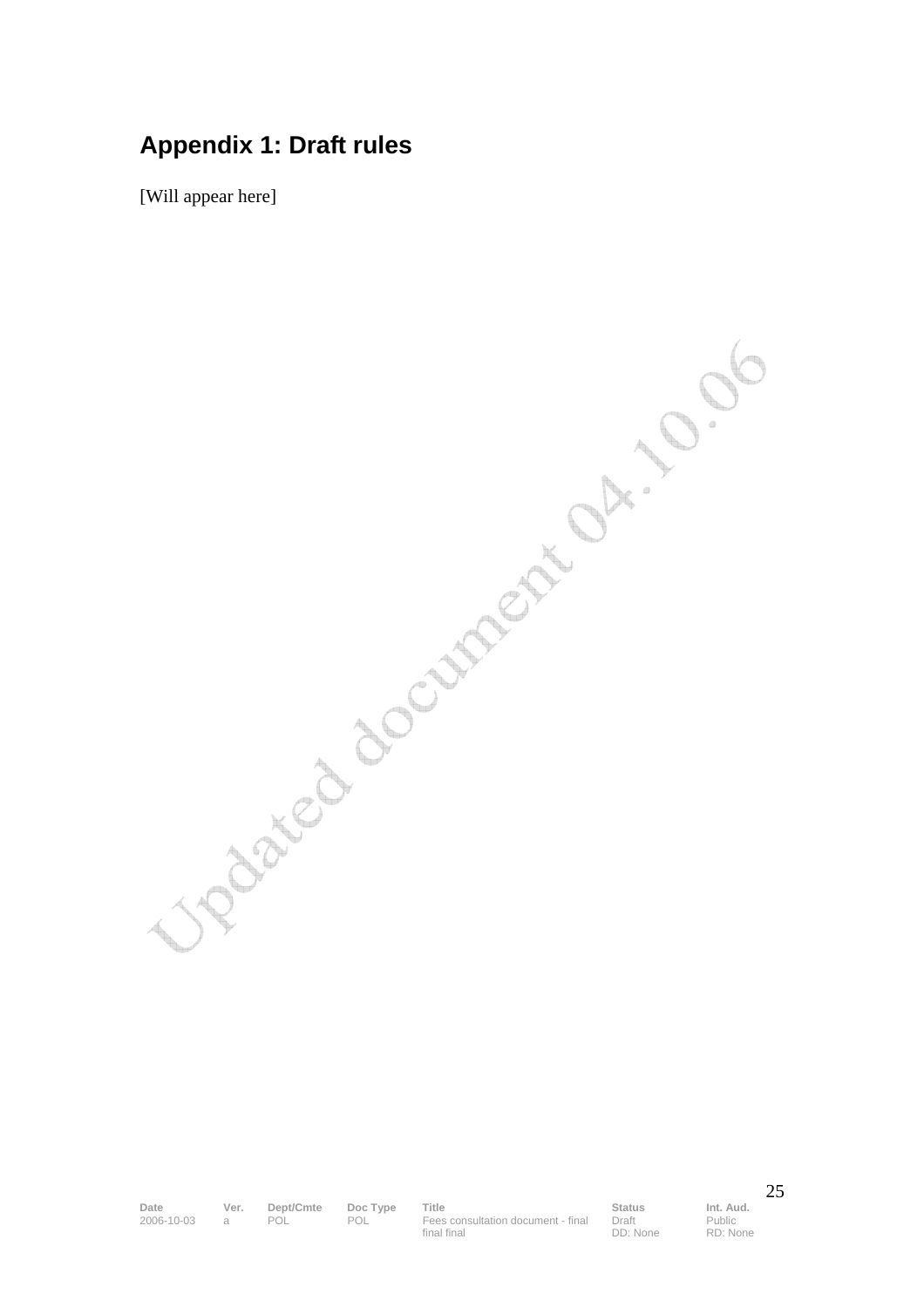## Appendix 1: Draft rules

[Will appear here]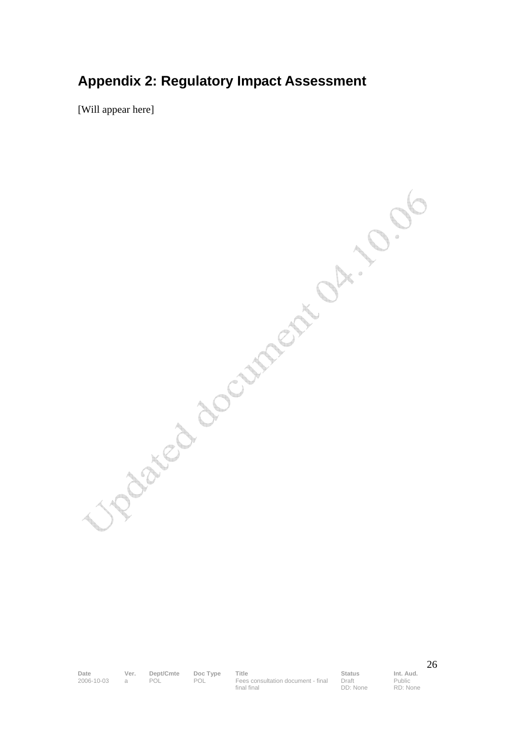## Appendix 2: Regulatory Impact Assessment

[Will appear here]